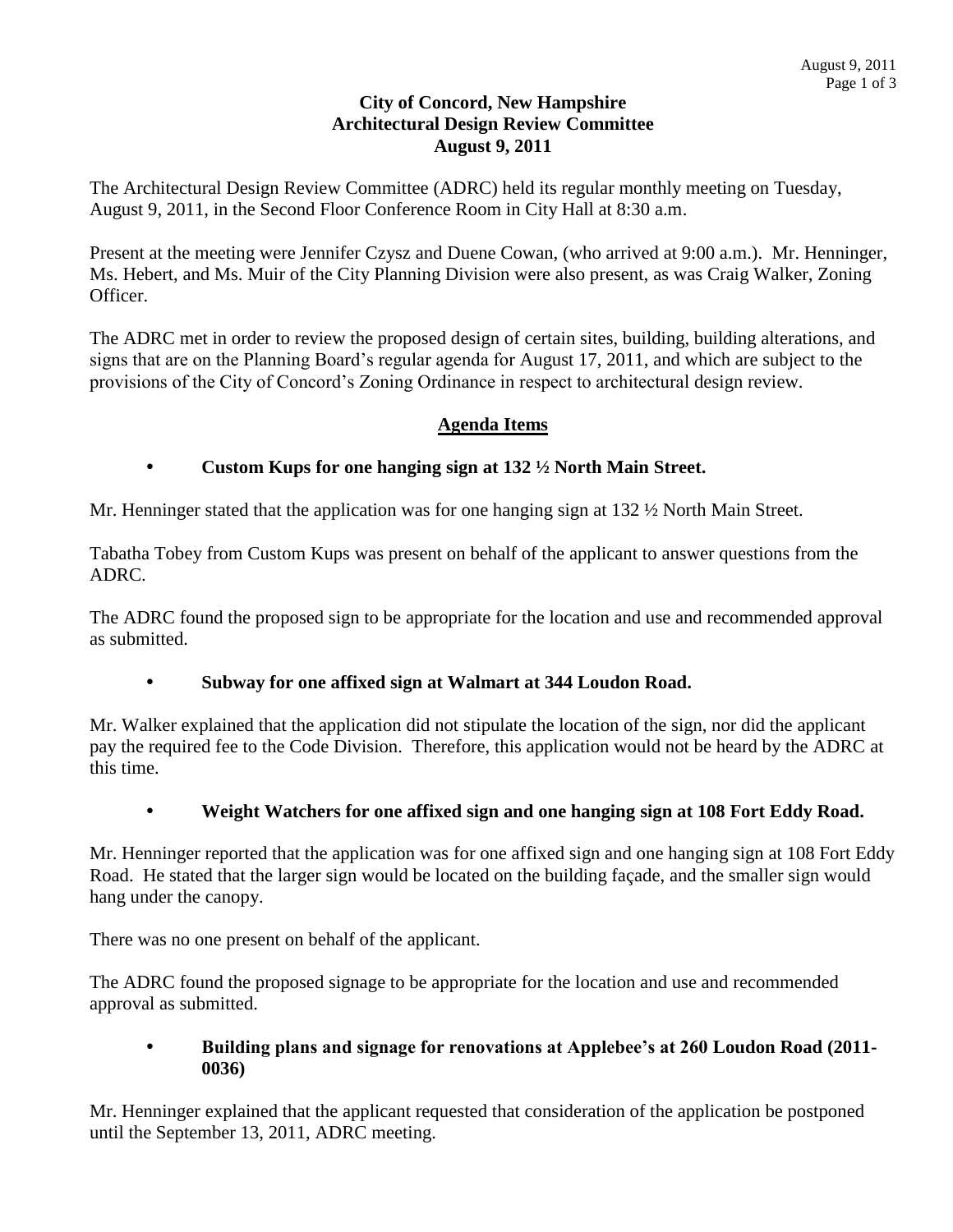**City of Concord, New Hampshire**
**Architectural Design Review Committee**
**August 9, 2011**

The Architectural Design Review Committee (ADRC) held its regular monthly meeting on Tuesday, August 9, 2011, in the Second Floor Conference Room in City Hall at 8:30 a.m.

Present at the meeting were Jennifer Czysz and Duene Cowan, (who arrived at 9:00 a.m.). Mr. Henninger, Ms. Hebert, and Ms. Muir of the City Planning Division were also present, as was Craig Walker, Zoning Officer.

The ADRC met in order to review the proposed design of certain sites, building, building alterations, and signs that are on the Planning Board's regular agenda for August 17, 2011, and which are subject to the provisions of the City of Concord's Zoning Ordinance in respect to architectural design review.

## Agenda Items

- **Custom Kups for one hanging sign at 132 ½ North Main Street.**

Mr. Henninger stated that the application was for one hanging sign at 132 ½ North Main Street.

Tabatha Tobey from Custom Kups was present on behalf of the applicant to answer questions from the ADRC.

The ADRC found the proposed sign to be appropriate for the location and use and recommended approval as submitted.

- **Subway for one affixed sign at Walmart at 344 Loudon Road.**

Mr. Walker explained that the application did not stipulate the location of the sign, nor did the applicant pay the required fee to the Code Division. Therefore, this application would not be heard by the ADRC at this time.

- **Weight Watchers for one affixed sign and one hanging sign at 108 Fort Eddy Road.**

Mr. Henninger reported that the application was for one affixed sign and one hanging sign at 108 Fort Eddy Road. He stated that the larger sign would be located on the building façade, and the smaller sign would hang under the canopy.

There was no one present on behalf of the applicant.

The ADRC found the proposed signage to be appropriate for the location and use and recommended approval as submitted.

- **Building plans and signage for renovations at Applebee's at 260 Loudon Road (2011-0036)**

Mr. Henninger explained that the applicant requested that consideration of the application be postponed until the September 13, 2011, ADRC meeting.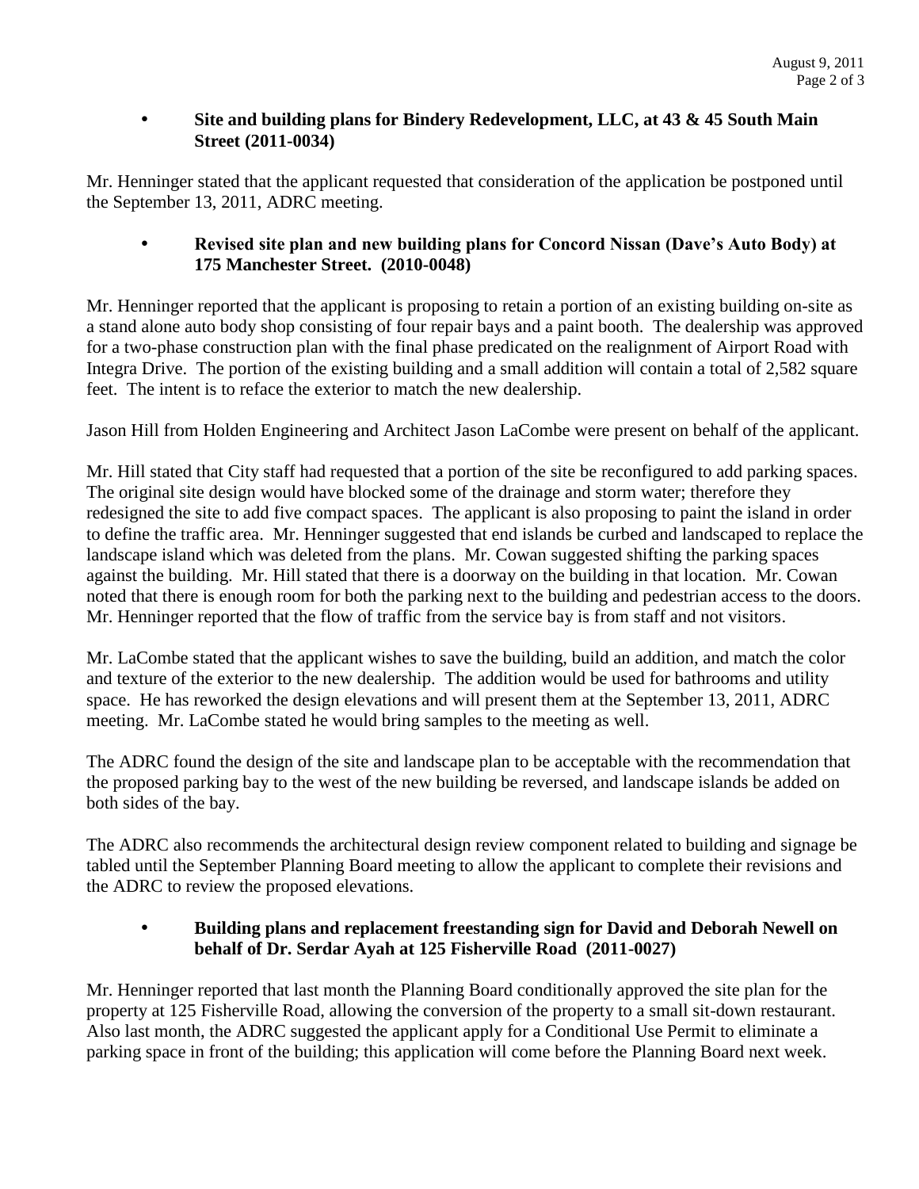- **Site and building plans for Bindery Redevelopment, LLC, at 43 & 45 South Main Street (2011-0034)**

Mr. Henninger stated that the applicant requested that consideration of the application be postponed until the September 13, 2011, ADRC meeting.

- **Revised site plan and new building plans for Concord Nissan (Dave's Auto Body) at 175 Manchester Street. (2010-0048)**

Mr. Henninger reported that the applicant is proposing to retain a portion of an existing building on-site as a stand alone auto body shop consisting of four repair bays and a paint booth. The dealership was approved for a two-phase construction plan with the final phase predicated on the realignment of Airport Road with Integra Drive. The portion of the existing building and a small addition will contain a total of 2,582 square feet. The intent is to reface the exterior to match the new dealership.

Jason Hill from Holden Engineering and Architect Jason LaCombe were present on behalf of the applicant.

Mr. Hill stated that City staff had requested that a portion of the site be reconfigured to add parking spaces. The original site design would have blocked some of the drainage and storm water; therefore they redesigned the site to add five compact spaces. The applicant is also proposing to paint the island in order to define the traffic area. Mr. Henninger suggested that end islands be curbed and landscaped to replace the landscape island which was deleted from the plans. Mr. Cowan suggested shifting the parking spaces against the building. Mr. Hill stated that there is a doorway on the building in that location. Mr. Cowan noted that there is enough room for both the parking next to the building and pedestrian access to the doors. Mr. Henninger reported that the flow of traffic from the service bay is from staff and not visitors.

Mr. LaCombe stated that the applicant wishes to save the building, build an addition, and match the color and texture of the exterior to the new dealership. The addition would be used for bathrooms and utility space. He has reworked the design elevations and will present them at the September 13, 2011, ADRC meeting. Mr. LaCombe stated he would bring samples to the meeting as well.

The ADRC found the design of the site and landscape plan to be acceptable with the recommendation that the proposed parking bay to the west of the new building be reversed, and landscape islands be added on both sides of the bay.

The ADRC also recommends the architectural design review component related to building and signage be tabled until the September Planning Board meeting to allow the applicant to complete their revisions and the ADRC to review the proposed elevations.

- **Building plans and replacement freestanding sign for David and Deborah Newell on behalf of Dr. Serdar Ayah at 125 Fisherville Road (2011-0027)**

Mr. Henninger reported that last month the Planning Board conditionally approved the site plan for the property at 125 Fisherville Road, allowing the conversion of the property to a small sit-down restaurant. Also last month, the ADRC suggested the applicant apply for a Conditional Use Permit to eliminate a parking space in front of the building; this application will come before the Planning Board next week.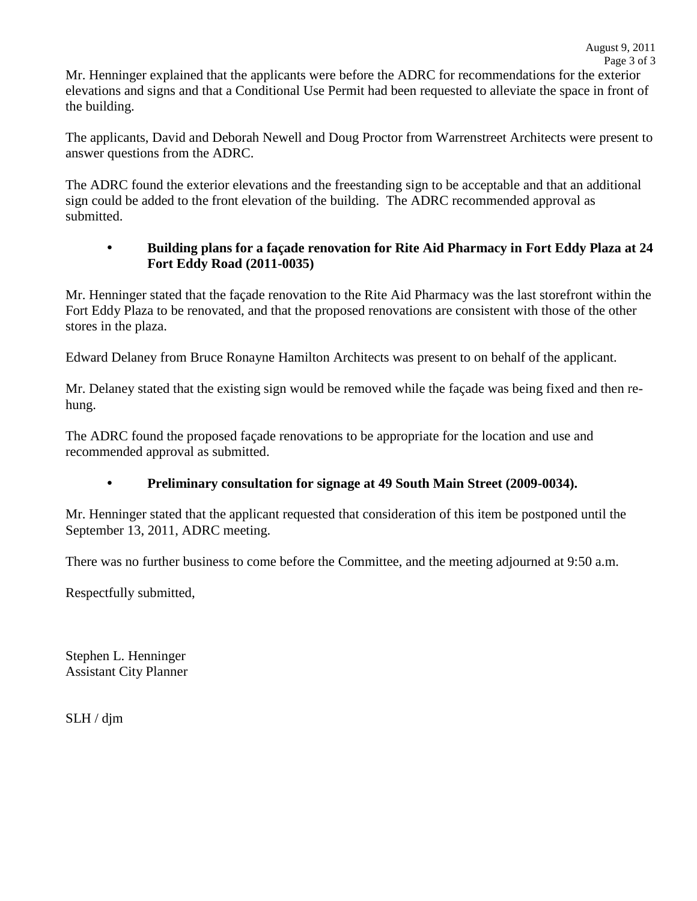Mr. Henninger explained that the applicants were before the ADRC for recommendations for the exterior elevations and signs and that a Conditional Use Permit had been requested to alleviate the space in front of the building.

The applicants, David and Deborah Newell and Doug Proctor from Warrenstreet Architects were present to answer questions from the ADRC.

The ADRC found the exterior elevations and the freestanding sign to be acceptable and that an additional sign could be added to the front elevation of the building. The ADRC recommended approval as submitted.

- **Building plans for a façade renovation for Rite Aid Pharmacy in Fort Eddy Plaza at 24 Fort Eddy Road (2011-0035)**

Mr. Henninger stated that the façade renovation to the Rite Aid Pharmacy was the last storefront within the Fort Eddy Plaza to be renovated, and that the proposed renovations are consistent with those of the other stores in the plaza.

Edward Delaney from Bruce Ronayne Hamilton Architects was present to on behalf of the applicant.

Mr. Delaney stated that the existing sign would be removed while the façade was being fixed and then re-hung.

The ADRC found the proposed façade renovations to be appropriate for the location and use and recommended approval as submitted.

- **Preliminary consultation for signage at 49 South Main Street (2009-0034).**

Mr. Henninger stated that the applicant requested that consideration of this item be postponed until the September 13, 2011, ADRC meeting.

There was no further business to come before the Committee, and the meeting adjourned at 9:50 a.m.

Respectfully submitted,

Stephen L. Henninger
Assistant City Planner

SLH / djm